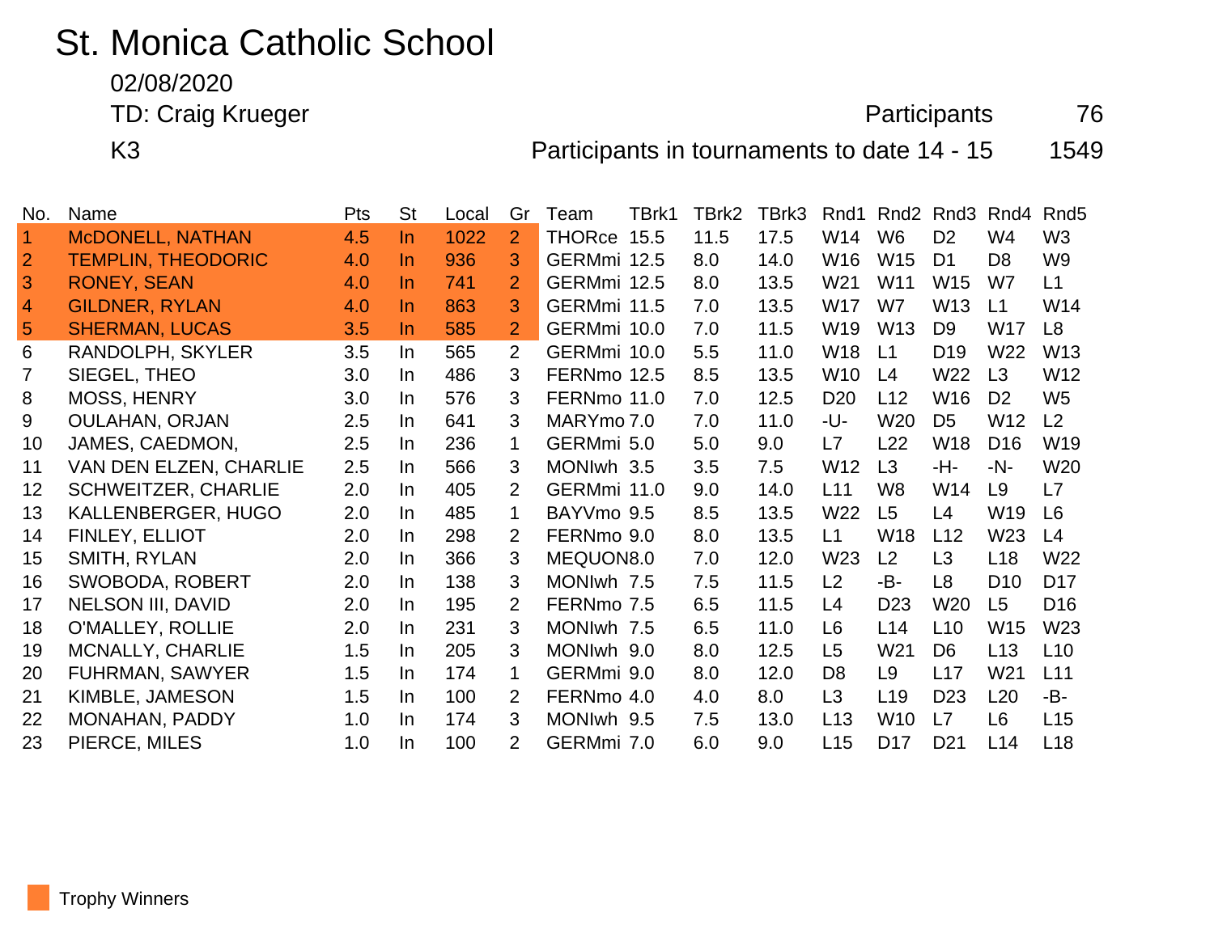# St. Monica Catholic School

02/08/2020

TD: Craig Krueger

K3

Participants 76

Participants in tournaments to date 14 - 15 1549

| No. | Name | Pts | St | Local | Gr | Team | TBrk1 | TBrk2 | TBrk3 | Rnd1 | Rnd2 | Rnd3 | Rnd4 | Rnd5 |
|---|---|---|---|---|---|---|---|---|---|---|---|---|---|---|
| 1 | McDONELL, NATHAN | 4.5 | In | 1022 | 2 | THORce | 15.5 | 11.5 | 17.5 | W14 | W6 | D2 | W4 | W3 |
| 2 | TEMPLIN, THEODORIC | 4.0 | In | 936 | 3 | GERMmi | 12.5 | 8.0 | 14.0 | W16 | W15 | D1 | D8 | W9 |
| 3 | RONEY, SEAN | 4.0 | In | 741 | 2 | GERMmi | 12.5 | 8.0 | 13.5 | W21 | W11 | W15 | W7 | L1 |
| 4 | GILDNER, RYLAN | 4.0 | In | 863 | 3 | GERMmi | 11.5 | 7.0 | 13.5 | W17 | W7 | W13 | L1 | W14 |
| 5 | SHERMAN, LUCAS | 3.5 | In | 585 | 2 | GERMmi | 10.0 | 7.0 | 11.5 | W19 | W13 | D9 | W17 | L8 |
| 6 | RANDOLPH, SKYLER | 3.5 | In | 565 | 2 | GERMmi | 10.0 | 5.5 | 11.0 | W18 | L1 | D19 | W22 | W13 |
| 7 | SIEGEL, THEO | 3.0 | In | 486 | 3 | FERNmo | 12.5 | 8.5 | 13.5 | W10 | L4 | W22 | L3 | W12 |
| 8 | MOSS, HENRY | 3.0 | In | 576 | 3 | FERNmo | 11.0 | 7.0 | 12.5 | D20 | L12 | W16 | D2 | W5 |
| 9 | OULAHAN, ORJAN | 2.5 | In | 641 | 3 | MARYmo | 7.0 | 7.0 | 11.0 | -U- | W20 | D5 | W12 | L2 |
| 10 | JAMES, CAEDMON, | 2.5 | In | 236 | 1 | GERMmi | 5.0 | 5.0 | 9.0 | L7 | L22 | W18 | D16 | W19 |
| 11 | VAN DEN ELZEN, CHARLIE | 2.5 | In | 566 | 3 | MONIwh | 3.5 | 3.5 | 7.5 | W12 | L3 | -H- | -N- | W20 |
| 12 | SCHWEITZER, CHARLIE | 2.0 | In | 405 | 2 | GERMmi | 11.0 | 9.0 | 14.0 | L11 | W8 | W14 | L9 | L7 |
| 13 | KALLENBERGER, HUGO | 2.0 | In | 485 | 1 | BAYVmo | 9.5 | 8.5 | 13.5 | W22 | L5 | L4 | W19 | L6 |
| 14 | FINLEY, ELLIOT | 2.0 | In | 298 | 2 | FERNmo | 9.0 | 8.0 | 13.5 | L1 | W18 | L12 | W23 | L4 |
| 15 | SMITH, RYLAN | 2.0 | In | 366 | 3 | MEQUON | 8.0 | 7.0 | 12.0 | W23 | L2 | L3 | L18 | W22 |
| 16 | SWOBODA, ROBERT | 2.0 | In | 138 | 3 | MONIwh | 7.5 | 7.5 | 11.5 | L2 | -B- | L8 | D10 | D17 |
| 17 | NELSON III, DAVID | 2.0 | In | 195 | 2 | FERNmo | 7.5 | 6.5 | 11.5 | L4 | D23 | W20 | L5 | D16 |
| 18 | O'MALLEY, ROLLIE | 2.0 | In | 231 | 3 | MONIwh | 7.5 | 6.5 | 11.0 | L6 | L14 | L10 | W15 | W23 |
| 19 | MCNALLY, CHARLIE | 1.5 | In | 205 | 3 | MONIwh | 9.0 | 8.0 | 12.5 | L5 | W21 | D6 | L13 | L10 |
| 20 | FUHRMAN, SAWYER | 1.5 | In | 174 | 1 | GERMmi | 9.0 | 8.0 | 12.0 | D8 | L9 | L17 | W21 | L11 |
| 21 | KIMBLE, JAMESON | 1.5 | In | 100 | 2 | FERNmo | 4.0 | 4.0 | 8.0 | L3 | L19 | D23 | L20 | -B- |
| 22 | MONAHAN, PADDY | 1.0 | In | 174 | 3 | MONIwh | 9.5 | 7.5 | 13.0 | L13 | W10 | L7 | L6 | L15 |
| 23 | PIERCE, MILES | 1.0 | In | 100 | 2 | GERMmi | 7.0 | 6.0 | 9.0 | L15 | D17 | D21 | L14 | L18 |

Trophy Winners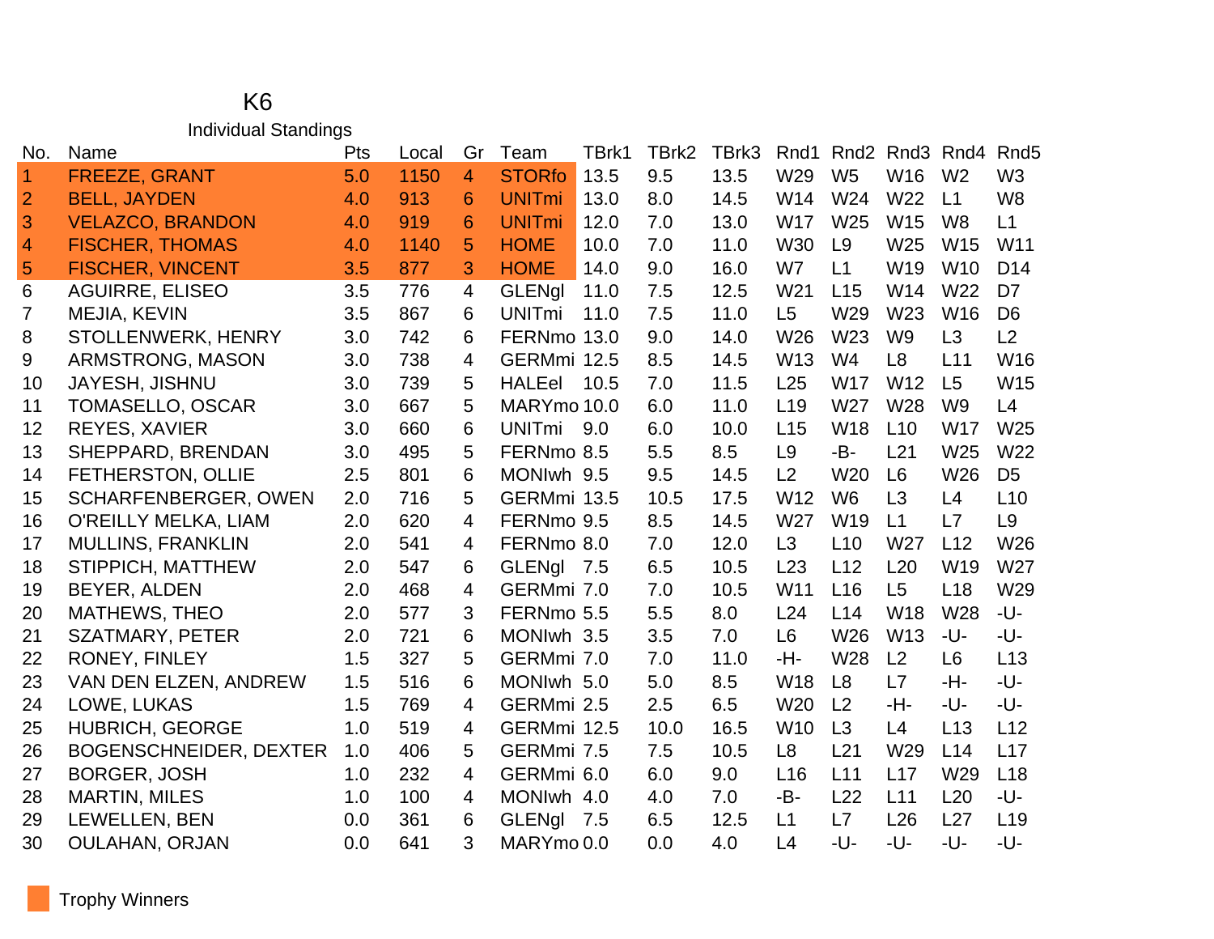# K6

## Individual Standings

| No. | Name | Pts | Local | Gr | Team | TBrk1 | TBrk2 | TBrk3 | Rnd1 | Rnd2 | Rnd3 | Rnd4 | Rnd5 |
|---|---|---|---|---|---|---|---|---|---|---|---|---|---|
| 1 | FREEZE, GRANT | 5.0 | 1150 | 4 | STORfo | 13.5 | 9.5 | 13.5 | W29 | W5 | W16 | W2 | W3 |
| 2 | BELL, JAYDEN | 4.0 | 913 | 6 | UNITmi | 13.0 | 8.0 | 14.5 | W14 | W24 | W22 | L1 | W8 |
| 3 | VELAZCO, BRANDON | 4.0 | 919 | 6 | UNITmi | 12.0 | 7.0 | 13.0 | W17 | W25 | W15 | W8 | L1 |
| 4 | FISCHER, THOMAS | 4.0 | 1140 | 5 | HOME | 10.0 | 7.0 | 11.0 | W30 | L9 | W25 | W15 | W11 |
| 5 | FISCHER, VINCENT | 3.5 | 877 | 3 | HOME | 14.0 | 9.0 | 16.0 | W7 | L1 | W19 | W10 | D14 |
| 6 | AGUIRRE, ELISEO | 3.5 | 776 | 4 | GLENgl | 11.0 | 7.5 | 12.5 | W21 | L15 | W14 | W22 | D7 |
| 7 | MEJIA, KEVIN | 3.5 | 867 | 6 | UNITmi | 11.0 | 7.5 | 11.0 | L5 | W29 | W23 | W16 | D6 |
| 8 | STOLLENWERK, HENRY | 3.0 | 742 | 6 | FERNmo | 13.0 | 9.0 | 14.0 | W26 | W23 | W9 | L3 | L2 |
| 9 | ARMSTRONG, MASON | 3.0 | 738 | 4 | GERMmi | 12.5 | 8.5 | 14.5 | W13 | W4 | L8 | L11 | W16 |
| 10 | JAYESH, JISHNU | 3.0 | 739 | 5 | HALEel | 10.5 | 7.0 | 11.5 | L25 | W17 | W12 | L5 | W15 |
| 11 | TOMASELLO, OSCAR | 3.0 | 667 | 5 | MARYmo | 10.0 | 6.0 | 11.0 | L19 | W27 | W28 | W9 | L4 |
| 12 | REYES, XAVIER | 3.0 | 660 | 6 | UNITmi | 9.0 | 6.0 | 10.0 | L15 | W18 | L10 | W17 | W25 |
| 13 | SHEPPARD, BRENDAN | 3.0 | 495 | 5 | FERNmo | 8.5 | 5.5 | 8.5 | L9 | -B- | L21 | W25 | W22 |
| 14 | FETHERSTON, OLLIE | 2.5 | 801 | 6 | MONIwh | 9.5 | 9.5 | 14.5 | L2 | W20 | L6 | W26 | D5 |
| 15 | SCHARFENBERGER, OWEN | 2.0 | 716 | 5 | GERMmi | 13.5 | 10.5 | 17.5 | W12 | W6 | L3 | L4 | L10 |
| 16 | O'REILLY MELKA, LIAM | 2.0 | 620 | 4 | FERNmo | 9.5 | 8.5 | 14.5 | W27 | W19 | L1 | L7 | L9 |
| 17 | MULLINS, FRANKLIN | 2.0 | 541 | 4 | FERNmo | 8.0 | 7.0 | 12.0 | L3 | L10 | W27 | L12 | W26 |
| 18 | STIPPICH, MATTHEW | 2.0 | 547 | 6 | GLENgl | 7.5 | 6.5 | 10.5 | L23 | L12 | L20 | W19 | W27 |
| 19 | BEYER, ALDEN | 2.0 | 468 | 4 | GERMmi | 7.0 | 7.0 | 10.5 | W11 | L16 | L5 | L18 | W29 |
| 20 | MATHEWS, THEO | 2.0 | 577 | 3 | FERNmo | 5.5 | 5.5 | 8.0 | L24 | L14 | W18 | W28 | -U- |
| 21 | SZATMARY, PETER | 2.0 | 721 | 6 | MONIwh | 3.5 | 3.5 | 7.0 | L6 | W26 | W13 | -U- | -U- |
| 22 | RONEY, FINLEY | 1.5 | 327 | 5 | GERMmi | 7.0 | 7.0 | 11.0 | -H- | W28 | L2 | L6 | L13 |
| 23 | VAN DEN ELZEN, ANDREW | 1.5 | 516 | 6 | MONIwh | 5.0 | 5.0 | 8.5 | W18 | L8 | L7 | -H- | -U- |
| 24 | LOWE, LUKAS | 1.5 | 769 | 4 | GERMmi | 2.5 | 2.5 | 6.5 | W20 | L2 | -H- | -U- | -U- |
| 25 | HUBRICH, GEORGE | 1.0 | 519 | 4 | GERMmi | 12.5 | 10.0 | 16.5 | W10 | L3 | L4 | L13 | L12 |
| 26 | BOGENSCHNEIDER, DEXTER | 1.0 | 406 | 5 | GERMmi | 7.5 | 7.5 | 10.5 | L8 | L21 | W29 | L14 | L17 |
| 27 | BORGER, JOSH | 1.0 | 232 | 4 | GERMmi | 6.0 | 6.0 | 9.0 | L16 | L11 | L17 | W29 | L18 |
| 28 | MARTIN, MILES | 1.0 | 100 | 4 | MONIwh | 4.0 | 4.0 | 7.0 | -B- | L22 | L11 | L20 | -U- |
| 29 | LEWELLEN, BEN | 0.0 | 361 | 6 | GLENgl | 7.5 | 6.5 | 12.5 | L1 | L7 | L26 | L27 | L19 |
| 30 | OULAHAN, ORJAN | 0.0 | 641 | 3 | MARYmo | 0.0 | 0.0 | 4.0 | L4 | -U- | -U- | -U- | -U- |

Trophy Winners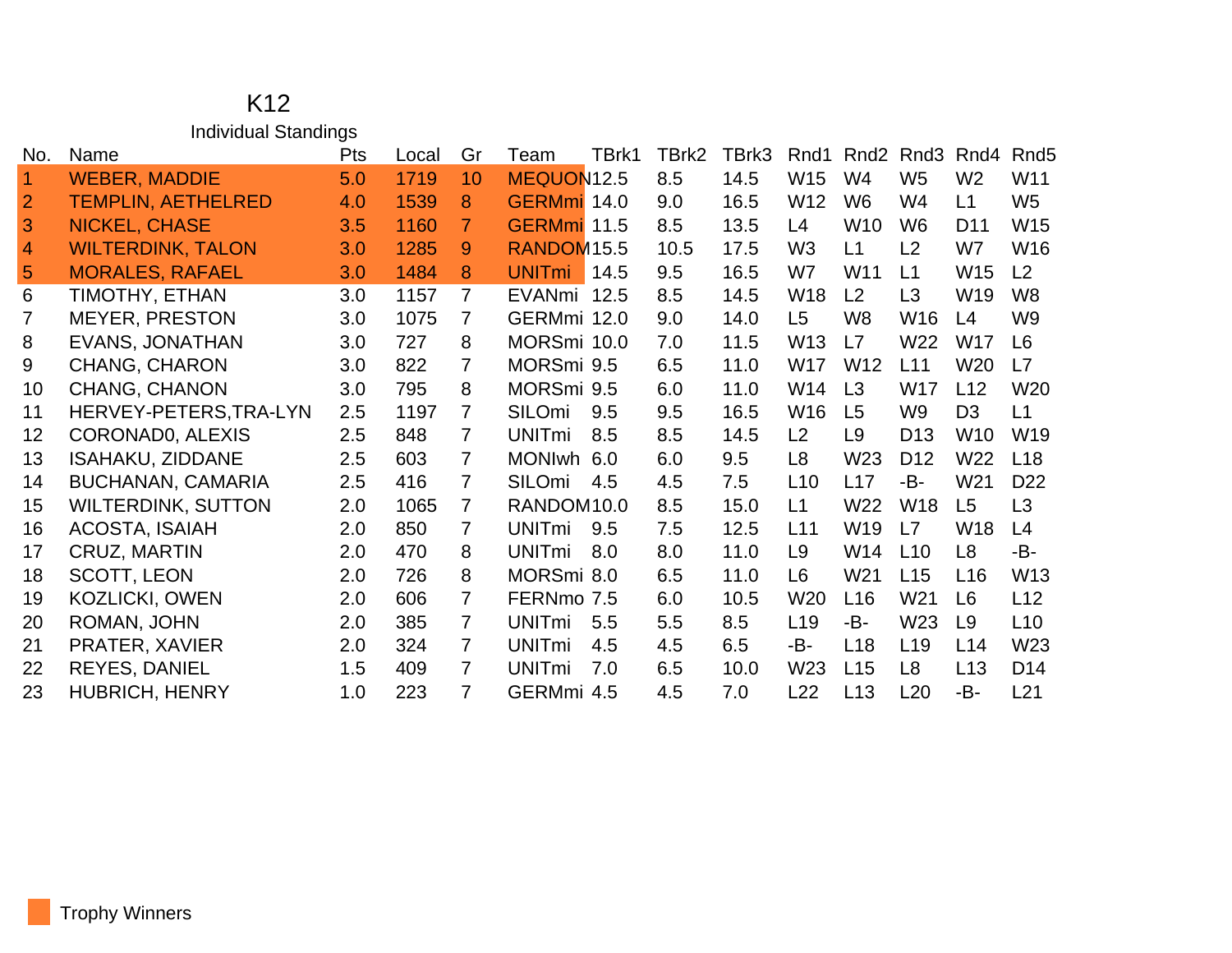# K12

## Individual Standings

| No. | Name | Pts | Local | Gr | Team | TBrk1 | TBrk2 | TBrk3 | Rnd1 | Rnd2 | Rnd3 | Rnd4 | Rnd5 |
|---|---|---|---|---|---|---|---|---|---|---|---|---|---|
| 1 | WEBER, MADDIE | 5.0 | 1719 | 10 | MEQUON | 12.5 | 8.5 | 14.5 | W15 | W4 | W5 | W2 | W11 |
| 2 | TEMPLIN, AETHELRED | 4.0 | 1539 | 8 | GERMmi | 14.0 | 9.0 | 16.5 | W12 | W6 | W4 | L1 | W5 |
| 3 | NICKEL, CHASE | 3.5 | 1160 | 7 | GERMmi | 11.5 | 8.5 | 13.5 | L4 | W10 | W6 | D11 | W15 |
| 4 | WILTERDINK, TALON | 3.0 | 1285 | 9 | RANDOM | 15.5 | 10.5 | 17.5 | W3 | L1 | L2 | W7 | W16 |
| 5 | MORALES, RAFAEL | 3.0 | 1484 | 8 | UNITmi | 14.5 | 9.5 | 16.5 | W7 | W11 | L1 | W15 | L2 |
| 6 | TIMOTHY, ETHAN | 3.0 | 1157 | 7 | EVANmi | 12.5 | 8.5 | 14.5 | W18 | L2 | L3 | W19 | W8 |
| 7 | MEYER, PRESTON | 3.0 | 1075 | 7 | GERMmi | 12.0 | 9.0 | 14.0 | L5 | W8 | W16 | L4 | W9 |
| 8 | EVANS, JONATHAN | 3.0 | 727 | 8 | MORSmi | 10.0 | 7.0 | 11.5 | W13 | L7 | W22 | W17 | L6 |
| 9 | CHANG, CHARON | 3.0 | 822 | 7 | MORSmi | 9.5 | 6.5 | 11.0 | W17 | W12 | L11 | W20 | L7 |
| 10 | CHANG, CHANON | 3.0 | 795 | 8 | MORSmi | 9.5 | 6.0 | 11.0 | W14 | L3 | W17 | L12 | W20 |
| 11 | HERVEY-PETERS,TRA-LYN | 2.5 | 1197 | 7 | SILOmi | 9.5 | 9.5 | 16.5 | W16 | L5 | W9 | D3 | L1 |
| 12 | CORONAD0, ALEXIS | 2.5 | 848 | 7 | UNITmi | 8.5 | 8.5 | 14.5 | L2 | L9 | D13 | W10 | W19 |
| 13 | ISAHAKU, ZIDDANE | 2.5 | 603 | 7 | MONIwh | 6.0 | 6.0 | 9.5 | L8 | W23 | D12 | W22 | L18 |
| 14 | BUCHANAN, CAMARIA | 2.5 | 416 | 7 | SILOmi | 4.5 | 4.5 | 7.5 | L10 | L17 | -B- | W21 | D22 |
| 15 | WILTERDINK, SUTTON | 2.0 | 1065 | 7 | RANDOM | 10.0 | 8.5 | 15.0 | L1 | W22 | W18 | L5 | L3 |
| 16 | ACOSTA, ISAIAH | 2.0 | 850 | 7 | UNITmi | 9.5 | 7.5 | 12.5 | L11 | W19 | L7 | W18 | L4 |
| 17 | CRUZ, MARTIN | 2.0 | 470 | 8 | UNITmi | 8.0 | 8.0 | 11.0 | L9 | W14 | L10 | L8 | -B- |
| 18 | SCOTT, LEON | 2.0 | 726 | 8 | MORSmi | 8.0 | 6.5 | 11.0 | L6 | W21 | L15 | L16 | W13 |
| 19 | KOZLICKI, OWEN | 2.0 | 606 | 7 | FERNmo | 7.5 | 6.0 | 10.5 | W20 | L16 | W21 | L6 | L12 |
| 20 | ROMAN, JOHN | 2.0 | 385 | 7 | UNITmi | 5.5 | 5.5 | 8.5 | L19 | -B- | W23 | L9 | L10 |
| 21 | PRATER, XAVIER | 2.0 | 324 | 7 | UNITmi | 4.5 | 4.5 | 6.5 | -B- | L18 | L19 | L14 | W23 |
| 22 | REYES, DANIEL | 1.5 | 409 | 7 | UNITmi | 7.0 | 6.5 | 10.0 | W23 | L15 | L8 | L13 | D14 |
| 23 | HUBRICH, HENRY | 1.0 | 223 | 7 | GERMmi | 4.5 | 4.5 | 7.0 | L22 | L13 | L20 | -B- | L21 |

Trophy Winners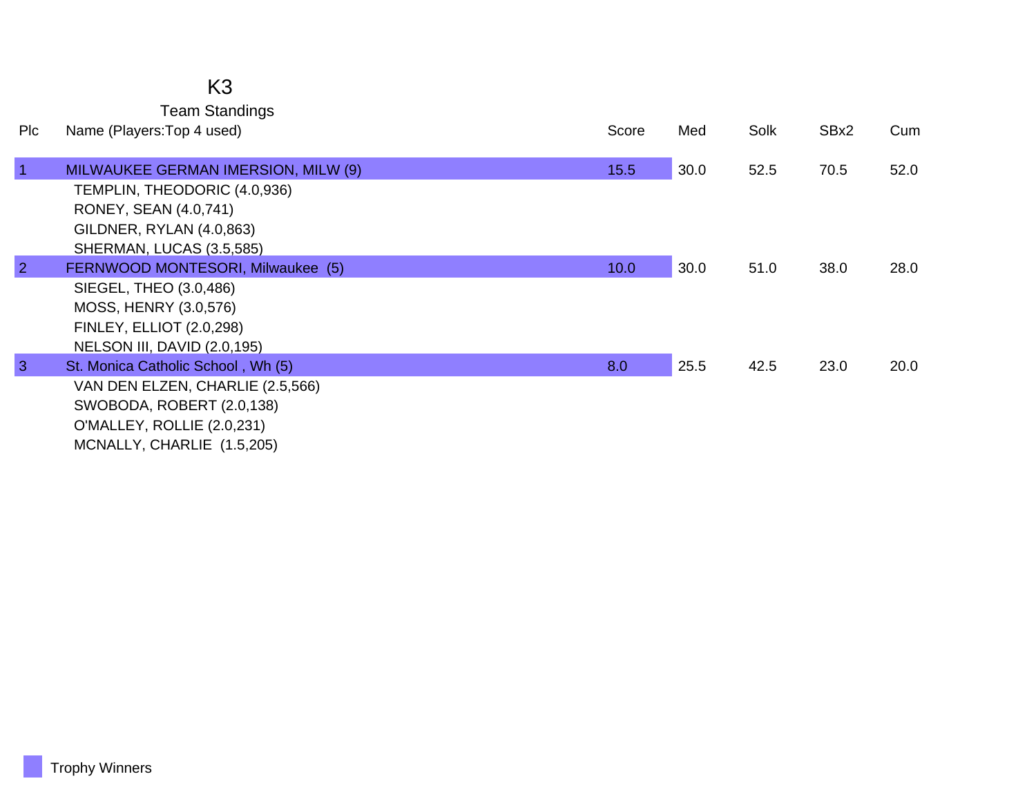# K3

## Team Standings

| Plc | Name (Players:Top 4 used) | Score | Med | Solk | SBx2 | Cum |
|---|---|---|---|---|---|---|
| 1 | MILWAUKEE GERMAN IMERSION, MILW (9) | 15.5 | 30.0 | 52.5 | 70.5 | 52.0 |
| | TEMPLIN, THEODORIC (4.0,936) | | | | | |
| | RONEY, SEAN (4.0,741) | | | | | |
| | GILDNER, RYLAN (4.0,863) | | | | | |
| | SHERMAN, LUCAS (3.5,585) | | | | | |
| 2 | FERNWOOD MONTESORI, Milwaukee (5) | 10.0 | 30.0 | 51.0 | 38.0 | 28.0 |
| | SIEGEL, THEO (3.0,486) | | | | | |
| | MOSS, HENRY (3.0,576) | | | | | |
| | FINLEY, ELLIOT (2.0,298) | | | | | |
| | NELSON III, DAVID (2.0,195) | | | | | |
| 3 | St. Monica Catholic School , Wh (5) | 8.0 | 25.5 | 42.5 | 23.0 | 20.0 |
| | VAN DEN ELZEN, CHARLIE (2.5,566) | | | | | |
| | SWOBODA, ROBERT (2.0,138) | | | | | |
| | O'MALLEY, ROLLIE (2.0,231) | | | | | |
| | MCNALLY, CHARLIE (1.5,205) | | | | | |

Trophy Winners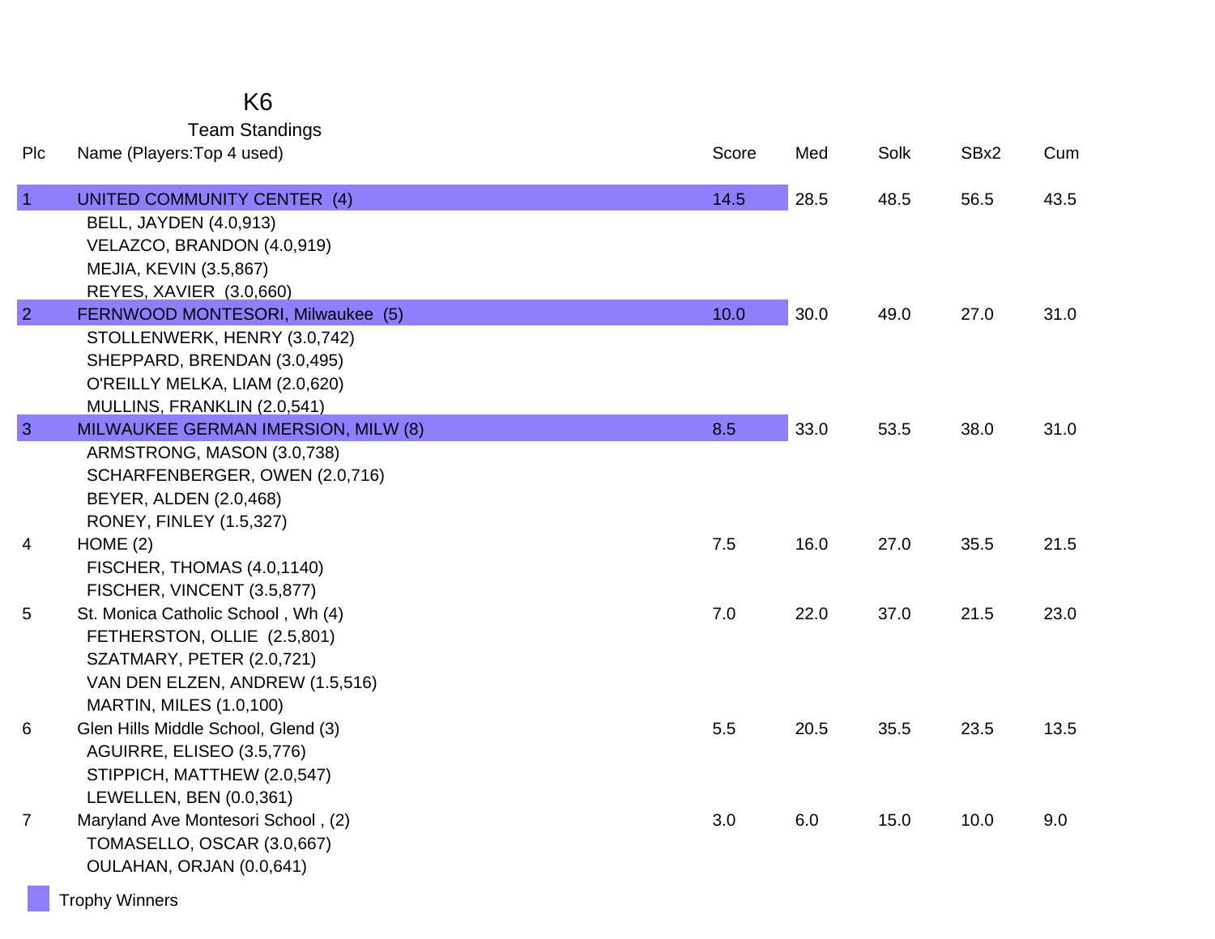# K6

## Team Standings

| Plc | Name (Players:Top 4 used) | Score | Med | Solk | SBx2 | Cum |
|---|---|---|---|---|---|---|
| 1 | UNITED COMMUNITY CENTER (4) | 14.5 | 28.5 | 48.5 | 56.5 | 43.5 |
| | BELL, JAYDEN (4.0,913) | | | | | |
| | VELAZCO, BRANDON (4.0,919) | | | | | |
| | MEJIA, KEVIN (3.5,867) | | | | | |
| | REYES, XAVIER (3.0,660) | | | | | |
| 2 | FERNWOOD MONTESORI, Milwaukee (5) | 10.0 | 30.0 | 49.0 | 27.0 | 31.0 |
| | STOLLENWERK, HENRY (3.0,742) | | | | | |
| | SHEPPARD, BRENDAN (3.0,495) | | | | | |
| | O'REILLY MELKA, LIAM (2.0,620) | | | | | |
| | MULLINS, FRANKLIN (2.0,541) | | | | | |
| 3 | MILWAUKEE GERMAN IMERSION, MILW (8) | 8.5 | 33.0 | 53.5 | 38.0 | 31.0 |
| | ARMSTRONG, MASON (3.0,738) | | | | | |
| | SCHARFENBERGER, OWEN (2.0,716) | | | | | |
| | BEYER, ALDEN (2.0,468) | | | | | |
| | RONEY, FINLEY (1.5,327) | | | | | |
| 4 | HOME (2) | 7.5 | 16.0 | 27.0 | 35.5 | 21.5 |
| | FISCHER, THOMAS (4.0,1140) | | | | | |
| | FISCHER, VINCENT (3.5,877) | | | | | |
| 5 | St. Monica Catholic School , Wh (4) | 7.0 | 22.0 | 37.0 | 21.5 | 23.0 |
| | FETHERSTON, OLLIE (2.5,801) | | | | | |
| | SZATMARY, PETER (2.0,721) | | | | | |
| | VAN DEN ELZEN, ANDREW (1.5,516) | | | | | |
| | MARTIN, MILES (1.0,100) | | | | | |
| 6 | Glen Hills Middle School, Glend (3) | 5.5 | 20.5 | 35.5 | 23.5 | 13.5 |
| | AGUIRRE, ELISEO (3.5,776) | | | | | |
| | STIPPICH, MATTHEW (2.0,547) | | | | | |
| | LEWELLEN, BEN (0.0,361) | | | | | |
| 7 | Maryland Ave Montesori School , (2) | 3.0 | 6.0 | 15.0 | 10.0 | 9.0 |
| | TOMASELLO, OSCAR (3.0,667) | | | | | |
| | OULAHAN, ORJAN (0.0,641) | | | | | |

Trophy Winners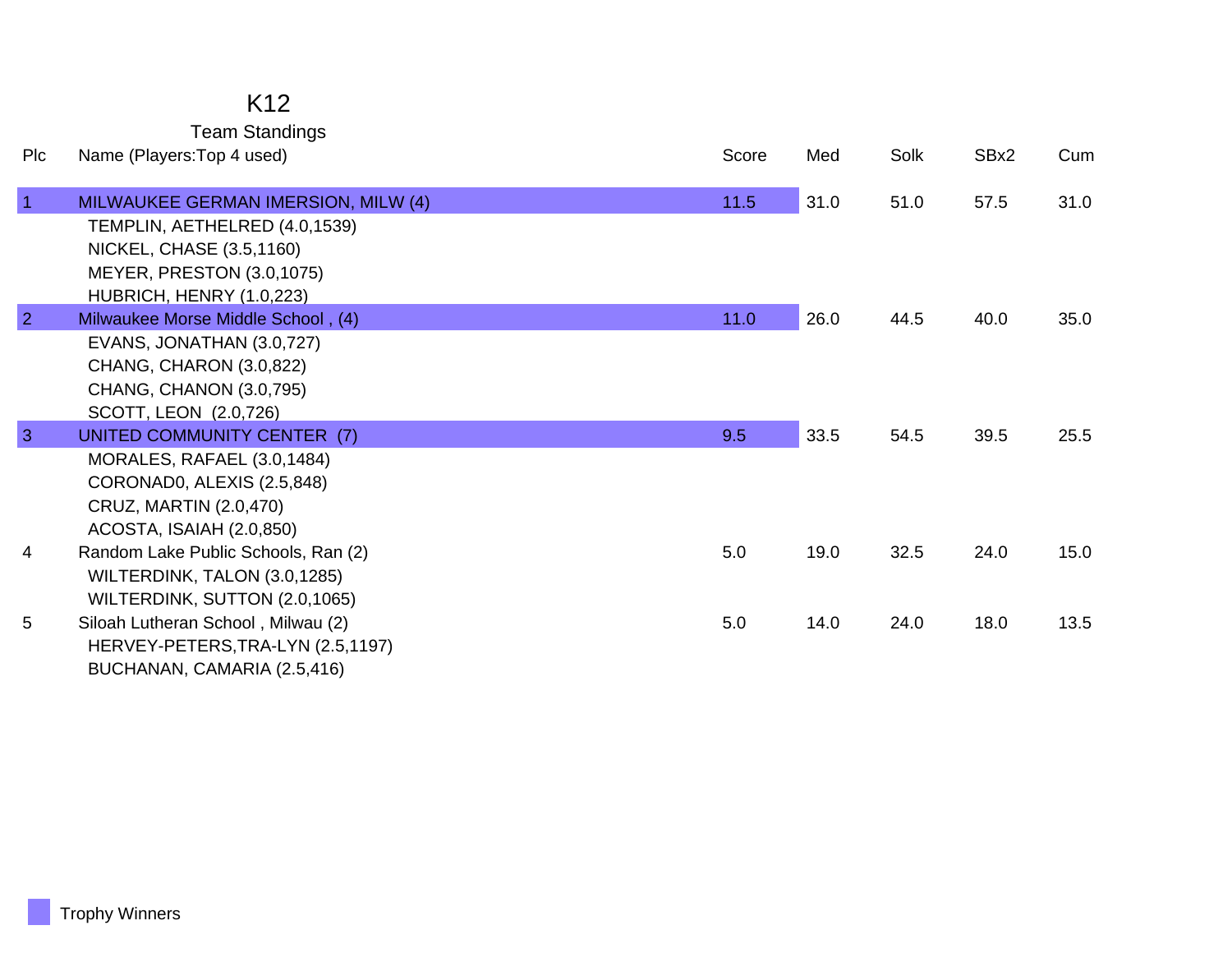# K12

## Team Standings

| Plc | Name (Players:Top 4 used) | Score | Med | Solk | SBx2 | Cum |
|---|---|---|---|---|---|---|
| 1 | MILWAUKEE GERMAN IMERSION, MILW (4) | 11.5 | 31.0 | 51.0 | 57.5 | 31.0 |
| | TEMPLIN, AETHELRED (4.0,1539) | | | | | |
| | NICKEL, CHASE (3.5,1160) | | | | | |
| | MEYER, PRESTON (3.0,1075) | | | | | |
| | HUBRICH, HENRY (1.0,223) | | | | | |
| 2 | Milwaukee Morse Middle School , (4) | 11.0 | 26.0 | 44.5 | 40.0 | 35.0 |
| | EVANS, JONATHAN (3.0,727) | | | | | |
| | CHANG, CHARON (3.0,822) | | | | | |
| | CHANG, CHANON (3.0,795) | | | | | |
| | SCOTT, LEON (2.0,726) | | | | | |
| 3 | UNITED COMMUNITY CENTER (7) | 9.5 | 33.5 | 54.5 | 39.5 | 25.5 |
| | MORALES, RAFAEL (3.0,1484) | | | | | |
| | CORONAD0, ALEXIS (2.5,848) | | | | | |
| | CRUZ, MARTIN (2.0,470) | | | | | |
| | ACOSTA, ISAIAH (2.0,850) | | | | | |
| 4 | Random Lake Public Schools, Ran (2) | 5.0 | 19.0 | 32.5 | 24.0 | 15.0 |
| | WILTERDINK, TALON (3.0,1285) | | | | | |
| | WILTERDINK, SUTTON (2.0,1065) | | | | | |
| 5 | Siloah Lutheran School , Milwau (2) | 5.0 | 14.0 | 24.0 | 18.0 | 13.5 |
| | HERVEY-PETERS,TRA-LYN (2.5,1197) | | | | | |
| | BUCHANAN, CAMARIA (2.5,416) | | | | | |

Trophy Winners